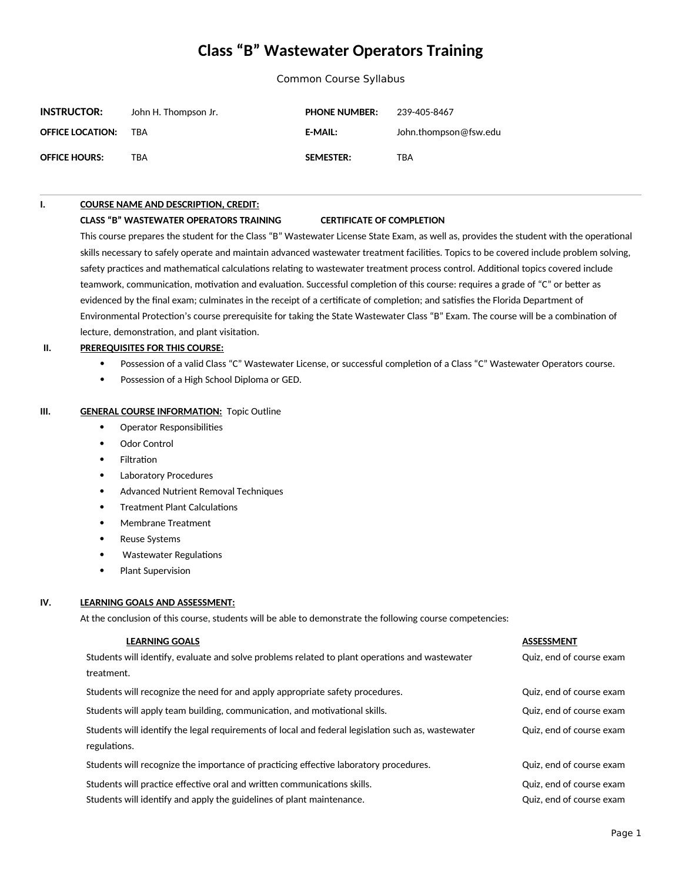# Class "B" Wastewater Operators Training

Common Course Syllabus

| | | | |
|---|---|---|---|
| **INSTRUCTOR:** | John H. Thompson Jr. | **PHONE NUMBER:** | 239-405-8467 |
| **OFFICE LOCATION:** | TBA | **E-MAIL:** | John.thompson@fsw.edu |
| **OFFICE HOURS:** | TBA | **SEMESTER:** | TBA |

---

**I. COURSE NAME AND DESCRIPTION, CREDIT:**

**CLASS "B" WASTEWATER OPERATORS TRAINING** **CERTIFICATE OF COMPLETION**

This course prepares the student for the Class "B" Wastewater License State Exam, as well as, provides the student with the operational skills necessary to safely operate and maintain advanced wastewater treatment facilities. Topics to be covered include problem solving, safety practices and mathematical calculations relating to wastewater treatment process control. Additional topics covered include teamwork, communication, motivation and evaluation. Successful completion of this course: requires a grade of "C" or better as evidenced by the final exam; culminates in the receipt of a certificate of completion; and satisfies the Florida Department of Environmental Protection's course prerequisite for taking the State Wastewater Class "B" Exam. The course will be a combination of lecture, demonstration, and plant visitation.

**II. PREREQUISITES FOR THIS COURSE:**

- Possession of a valid Class "C" Wastewater License, or successful completion of a Class "C" Wastewater Operators course.
- Possession of a High School Diploma or GED.

**III. GENERAL COURSE INFORMATION:** Topic Outline

- Operator Responsibilities
- Odor Control
- Filtration
- Laboratory Procedures
- Advanced Nutrient Removal Techniques
- Treatment Plant Calculations
- Membrane Treatment
- Reuse Systems
- Wastewater Regulations
- Plant Supervision

**IV. LEARNING GOALS AND ASSESSMENT:**

At the conclusion of this course, students will be able to demonstrate the following course competencies:

| LEARNING GOALS | ASSESSMENT |
|---|---|
| Students will identify, evaluate and solve problems related to plant operations and wastewater treatment. | Quiz, end of course exam |
| Students will recognize the need for and apply appropriate safety procedures. | Quiz, end of course exam |
| Students will apply team building, communication, and motivational skills. | Quiz, end of course exam |
| Students will identify the legal requirements of local and federal legislation such as, wastewater regulations. | Quiz, end of course exam |
| Students will recognize the importance of practicing effective laboratory procedures. | Quiz, end of course exam |
| Students will practice effective oral and written communications skills. | Quiz, end of course exam |
| Students will identify and apply the guidelines of plant maintenance. | Quiz, end of course exam |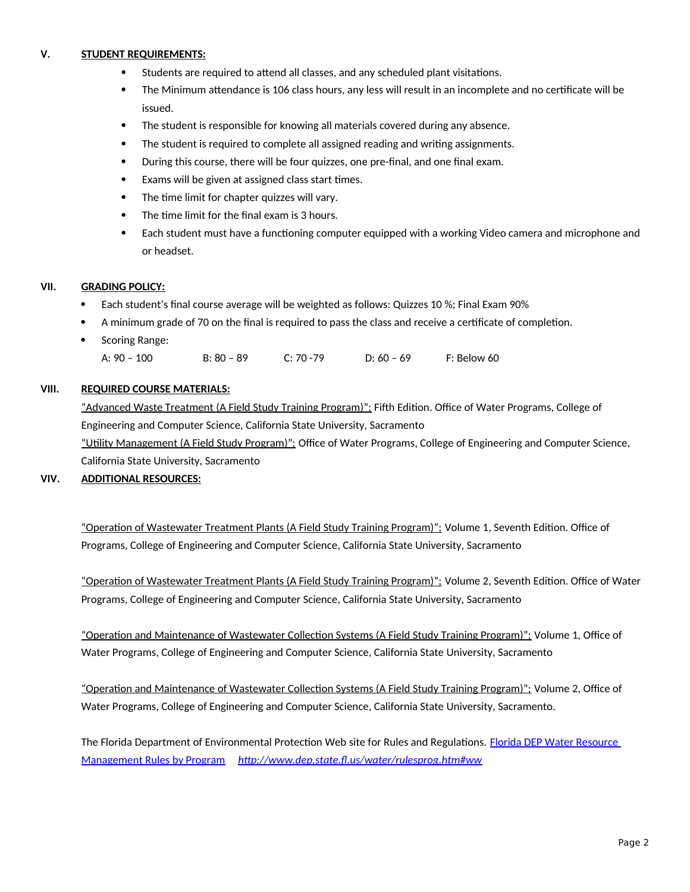**V. STUDENT REQUIREMENTS:**

- Students are required to attend all classes, and any scheduled plant visitations.
- The Minimum attendance is 106 class hours, any less will result in an incomplete and no certificate will be issued.
- The student is responsible for knowing all materials covered during any absence.
- The student is required to complete all assigned reading and writing assignments.
- During this course, there will be four quizzes, one pre-final, and one final exam.
- Exams will be given at assigned class start times.
- The time limit for chapter quizzes will vary.
- The time limit for the final exam is 3 hours.
- Each student must have a functioning computer equipped with a working Video camera and microphone and or headset.

**VII. GRADING POLICY:**

- Each student's final course average will be weighted as follows: Quizzes 10 %; Final Exam 90%
- A minimum grade of 70 on the final is required to pass the class and receive a certificate of completion.
- Scoring Range:

  A: 90 – 100 B: 80 – 89 C: 70 -79 D: 60 – 69 F: Below 60

**VIII. REQUIRED COURSE MATERIALS:**

"Advanced Waste Treatment (A Field Study Training Program)"; Fifth Edition. Office of Water Programs, College of Engineering and Computer Science, California State University, Sacramento

"Utility Management (A Field Study Program)"; Office of Water Programs, College of Engineering and Computer Science, California State University, Sacramento

**VIV. ADDITIONAL RESOURCES:**

"Operation of Wastewater Treatment Plants (A Field Study Training Program)"; Volume 1, Seventh Edition. Office of Programs, College of Engineering and Computer Science, California State University, Sacramento

"Operation of Wastewater Treatment Plants (A Field Study Training Program)"; Volume 2, Seventh Edition. Office of Water Programs, College of Engineering and Computer Science, California State University, Sacramento

"Operation and Maintenance of Wastewater Collection Systems (A Field Study Training Program)"; Volume 1, Office of Water Programs, College of Engineering and Computer Science, California State University, Sacramento

"Operation and Maintenance of Wastewater Collection Systems (A Field Study Training Program)"; Volume 2, Office of Water Programs, College of Engineering and Computer Science, California State University, Sacramento.

The Florida Department of Environmental Protection Web site for Rules and Regulations. Florida DEP Water Resource Management Rules by Program *http://www.dep.state.fl.us/water/rulesprog.htm#ww*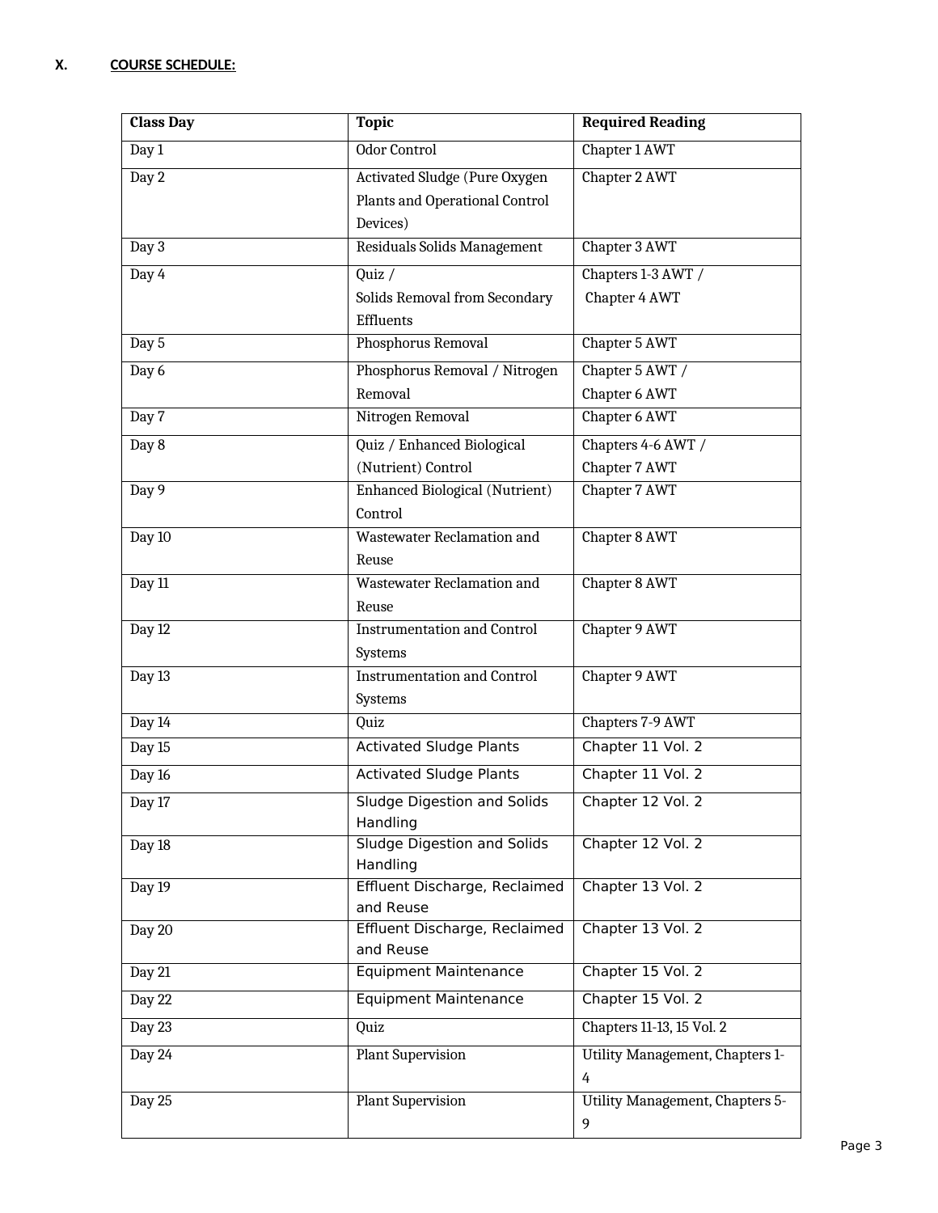## X. COURSE SCHEDULE:

| Class Day | Topic | Required Reading |
|---|---|---|
| Day 1 | Odor Control | Chapter 1 AWT |
| Day 2 | Activated Sludge (Pure Oxygen Plants and Operational Control Devices) | Chapter 2 AWT |
| Day 3 | Residuals Solids Management | Chapter 3 AWT |
| Day 4 | Quiz / Solids Removal from Secondary Effluents | Chapters 1-3 AWT / Chapter 4 AWT |
| Day 5 | Phosphorus Removal | Chapter 5 AWT |
| Day 6 | Phosphorus Removal / Nitrogen Removal | Chapter 5 AWT / Chapter 6 AWT |
| Day 7 | Nitrogen Removal | Chapter 6 AWT |
| Day 8 | Quiz / Enhanced Biological (Nutrient) Control | Chapters 4-6 AWT / Chapter 7 AWT |
| Day 9 | Enhanced Biological (Nutrient) Control | Chapter 7 AWT |
| Day 10 | Wastewater Reclamation and Reuse | Chapter 8 AWT |
| Day 11 | Wastewater Reclamation and Reuse | Chapter 8 AWT |
| Day 12 | Instrumentation and Control Systems | Chapter 9 AWT |
| Day 13 | Instrumentation and Control Systems | Chapter 9 AWT |
| Day 14 | Quiz | Chapters 7-9 AWT |
| Day 15 | Activated Sludge Plants | Chapter 11 Vol. 2 |
| Day 16 | Activated Sludge Plants | Chapter 11 Vol. 2 |
| Day 17 | Sludge Digestion and Solids Handling | Chapter 12 Vol. 2 |
| Day 18 | Sludge Digestion and Solids Handling | Chapter 12 Vol. 2 |
| Day 19 | Effluent Discharge, Reclaimed and Reuse | Chapter 13 Vol. 2 |
| Day 20 | Effluent Discharge, Reclaimed and Reuse | Chapter 13 Vol. 2 |
| Day 21 | Equipment Maintenance | Chapter 15 Vol. 2 |
| Day 22 | Equipment Maintenance | Chapter 15 Vol. 2 |
| Day 23 | Quiz | Chapters 11-13, 15 Vol. 2 |
| Day 24 | Plant Supervision | Utility Management, Chapters 1-4 |
| Day 25 | Plant Supervision | Utility Management, Chapters 5-9 |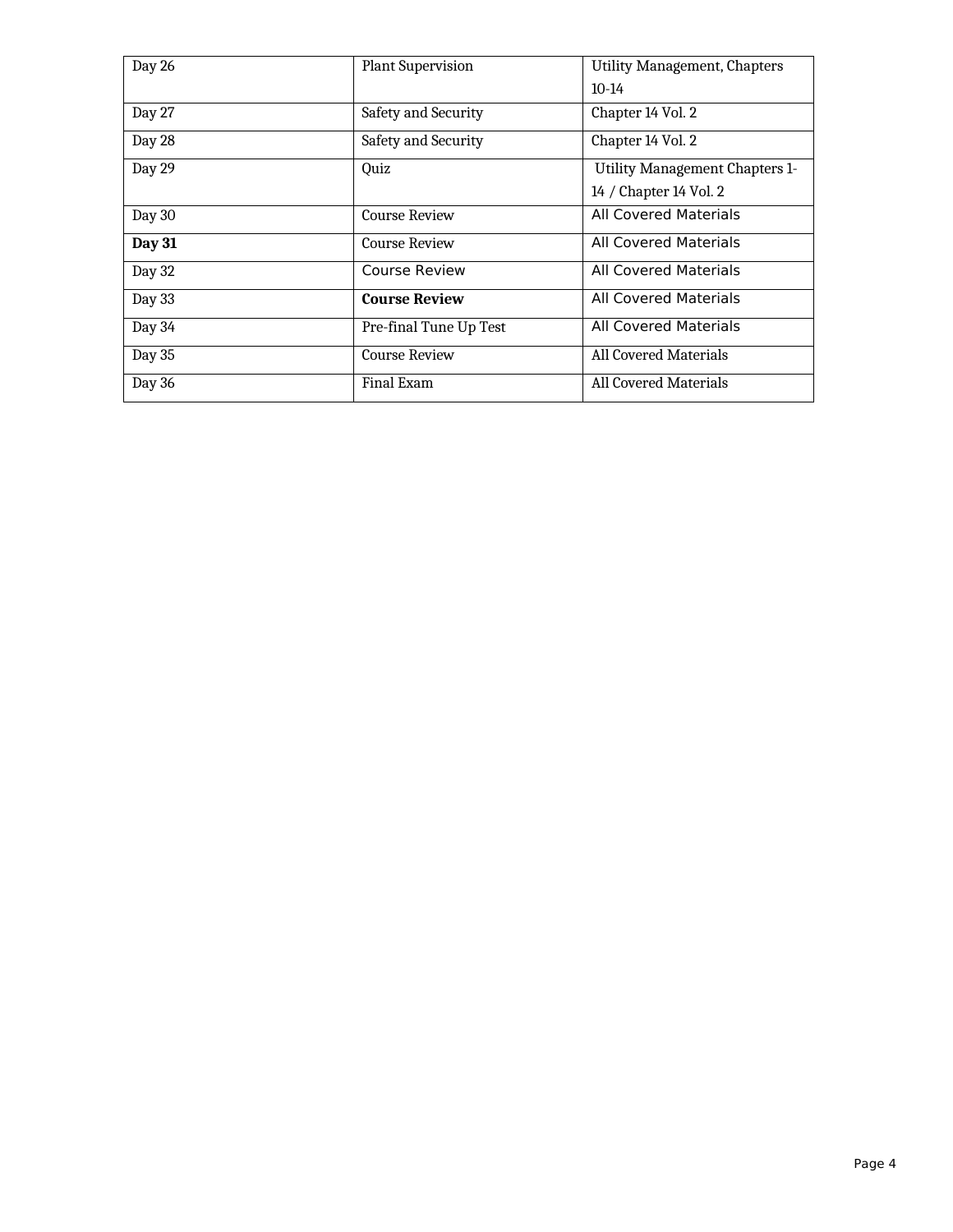| | | |
|---|---|---|
| Day 26 | Plant Supervision | Utility Management, Chapters 10-14 |
| Day 27 | Safety and Security | Chapter 14 Vol. 2 |
| Day 28 | Safety and Security | Chapter 14 Vol. 2 |
| Day 29 | Quiz | Utility Management Chapters 1-14 / Chapter 14 Vol. 2 |
| Day 30 | Course Review | All Covered Materials |
| **Day 31** | Course Review | All Covered Materials |
| Day 32 | Course Review | All Covered Materials |
| Day 33 | **Course Review** | All Covered Materials |
| Day 34 | Pre-final Tune Up Test | All Covered Materials |
| Day 35 | Course Review | All Covered Materials |
| Day 36 | Final Exam | All Covered Materials |